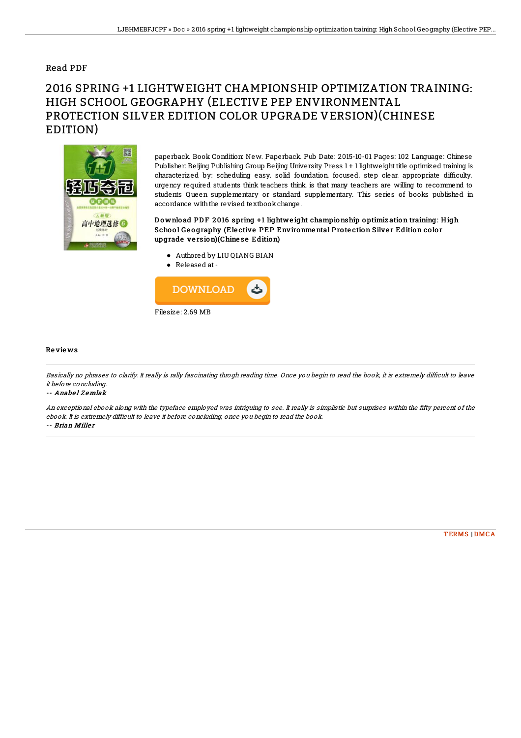Read PDF

# 2016 SPRING +1 LIGHTWEIGHT CHAMPIONSHIP OPTIMIZATION TRAINING: HIGH SCHOOL GEOGRAPHY (ELECTIVE PEP ENVIRONMENTAL PROTECTION SILVER EDITION COLOR UPGRADE VERSION)(CHINESE EDITION)

paperback. Book Condition: New. Paperback. Pub Date: 2015-10-01 Pages: 102 Language: Chinese Publisher: Beijing Publishing Group Beijing University Press 1 + 1 lightweight title optimized training is characterized by: scheduling easy. solid foundation. focused. step clear. appropriate difficulty. urgency required students think teachers think. is that many teachers are willing to recommend to students Queen supplementary or standard supplementary. This series of books published in accordance with the revised textbook change.

**Download PDF 2016 spring +1 lightweight championship optimization training: High School Geography (Elective PEP Environmental Protection Silver Edition color upgrade version)(Chinese Edition)**

- Authored by LIU QIANG BIAN
- Released at -

Filesize: 2.69 MB

## Reviews

*Basically no phrases to clarify. It really is rally fascinating throgh reading time. Once you begin to read the book, it is extremely difficult to leave it before concluding.*

-- ***Anabel Zemlak***

*An exceptional ebook along with the typeface employed was intriguing to see. It really is simplistic but surprises within the fifty percent of the ebook. It is extremely difficult to leave it before concluding, once you begin to read the book.*

-- ***Brian Miller***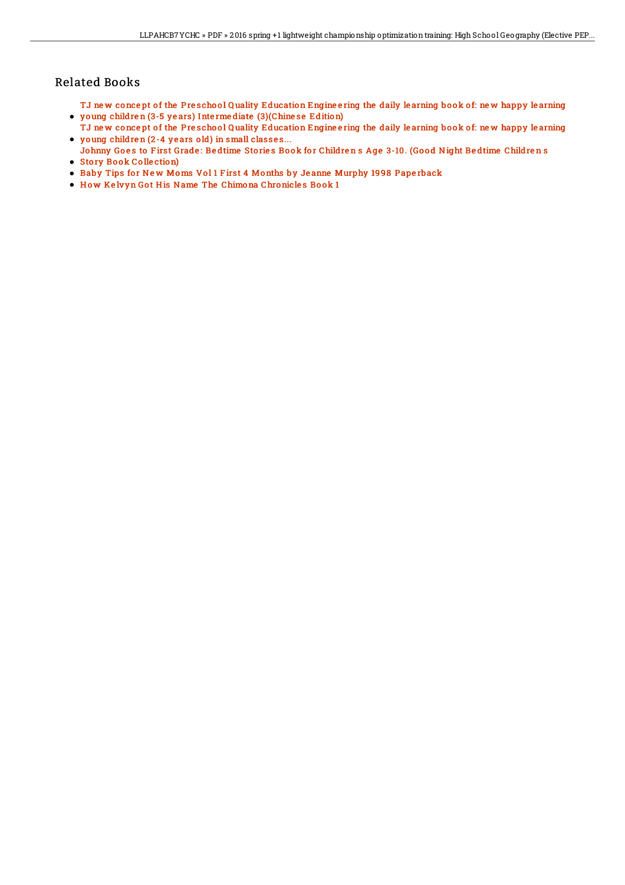## Related Books

- TJ new concept of the Preschool Quality Education Engineering the daily learning book of: new happy learning young children (3-5 years) Intermediate (3)(Chinese Edition)
- TJ new concept of the Preschool Quality Education Engineering the daily learning book of: new happy learning young children (2-4 years old) in small classes...
- Johnny Goes to First Grade: Bedtime Stories Book for Children s Age 3-10. (Good Night Bedtime Children s Story Book Collection)
- Baby Tips for New Moms Vol 1 First 4 Months by Jeanne Murphy 1998 Paperback
- How Kelvyn Got His Name The Chimona Chronicles Book 1